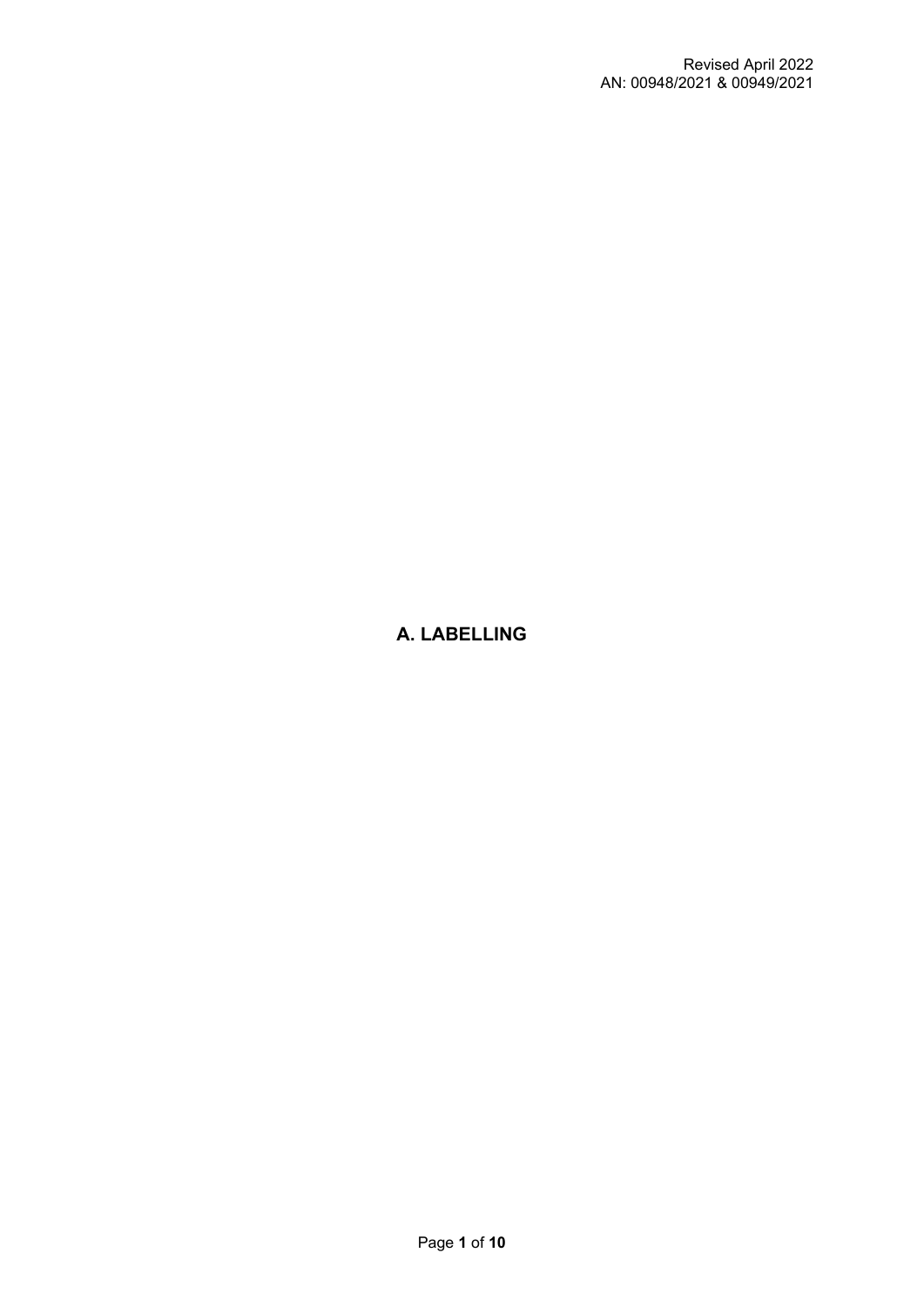Revised April 2022
AN: 00948/2021 & 00949/2021

# A. LABELLING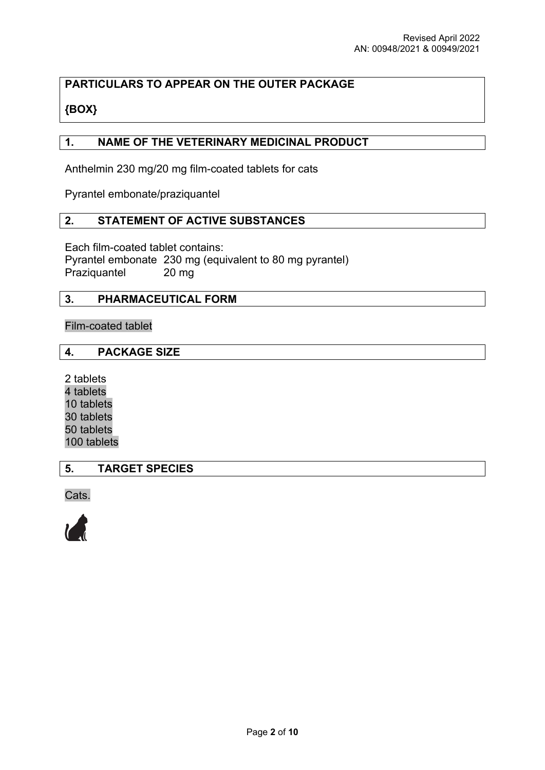**PARTICULARS TO APPEAR ON THE OUTER PACKAGE**

**{BOX}**

## 1. NAME OF THE VETERINARY MEDICINAL PRODUCT

Anthelmin 230 mg/20 mg film-coated tablets for cats

Pyrantel embonate/praziquantel

## 2. STATEMENT OF ACTIVE SUBSTANCES

Each film-coated tablet contains:
Pyrantel embonate 230 mg (equivalent to 80 mg pyrantel)
Praziquantel 20 mg

## 3. PHARMACEUTICAL FORM

Film-coated tablet

## 4. PACKAGE SIZE

2 tablets
4 tablets
10 tablets
30 tablets
50 tablets
100 tablets

## 5. TARGET SPECIES

Cats.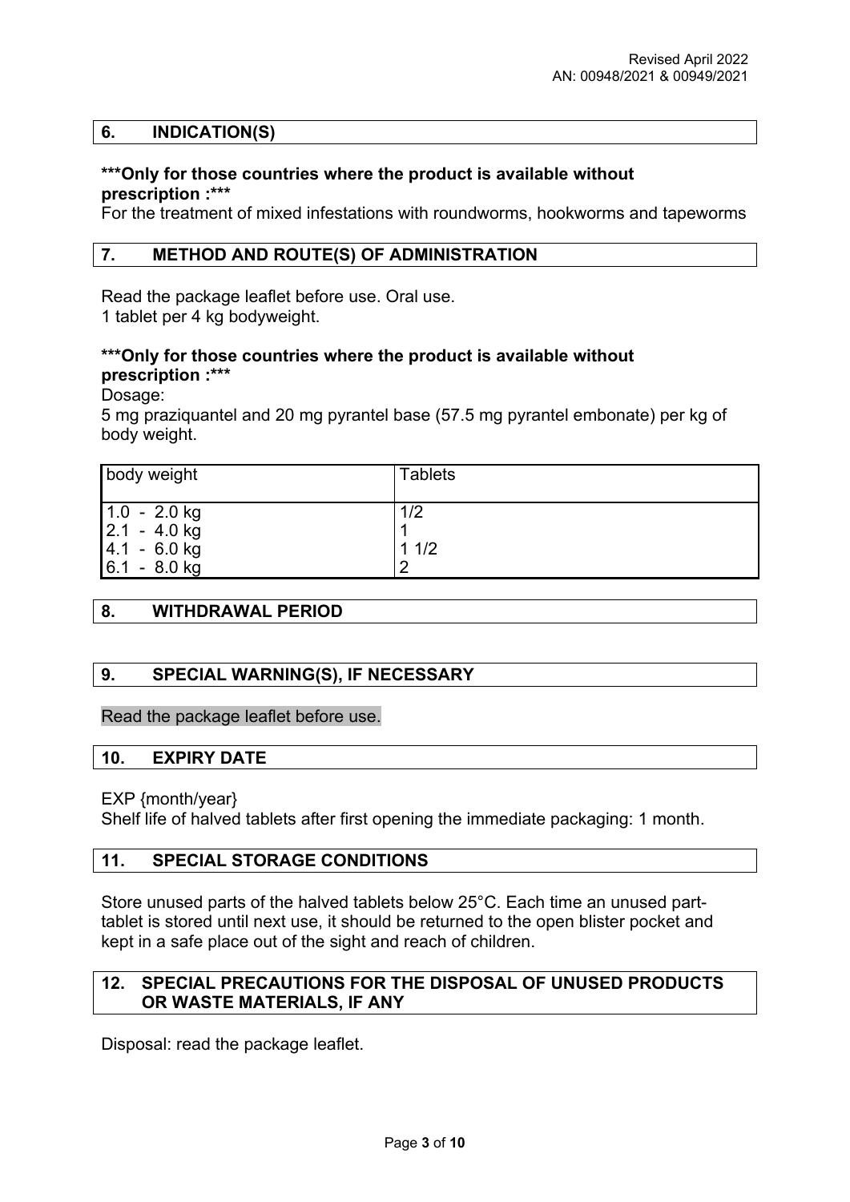## 6. INDICATION(S)

**\*\*\*Only for those countries where the product is available without prescription :\*\*\***

For the treatment of mixed infestations with roundworms, hookworms and tapeworms

## 7. METHOD AND ROUTE(S) OF ADMINISTRATION

Read the package leaflet before use. Oral use.
1 tablet per 4 kg bodyweight.

**\*\*\*Only for those countries where the product is available without prescription :\*\*\***

Dosage:

5 mg praziquantel and 20 mg pyrantel base (57.5 mg pyrantel embonate) per kg of body weight.

| body weight | Tablets |
|---|---|
| 1.0 - 2.0 kg | 1/2 |
| 2.1 - 4.0 kg | 1 |
| 4.1 - 6.0 kg | 1 1/2 |
| 6.1 - 8.0 kg | 2 |

## 8. WITHDRAWAL PERIOD

## 9. SPECIAL WARNING(S), IF NECESSARY

Read the package leaflet before use.

## 10. EXPIRY DATE

EXP {month/year}
Shelf life of halved tablets after first opening the immediate packaging: 1 month.

## 11. SPECIAL STORAGE CONDITIONS

Store unused parts of the halved tablets below 25°C. Each time an unused part-tablet is stored until next use, it should be returned to the open blister pocket and kept in a safe place out of the sight and reach of children.

## 12. SPECIAL PRECAUTIONS FOR THE DISPOSAL OF UNUSED PRODUCTS OR WASTE MATERIALS, IF ANY

Disposal: read the package leaflet.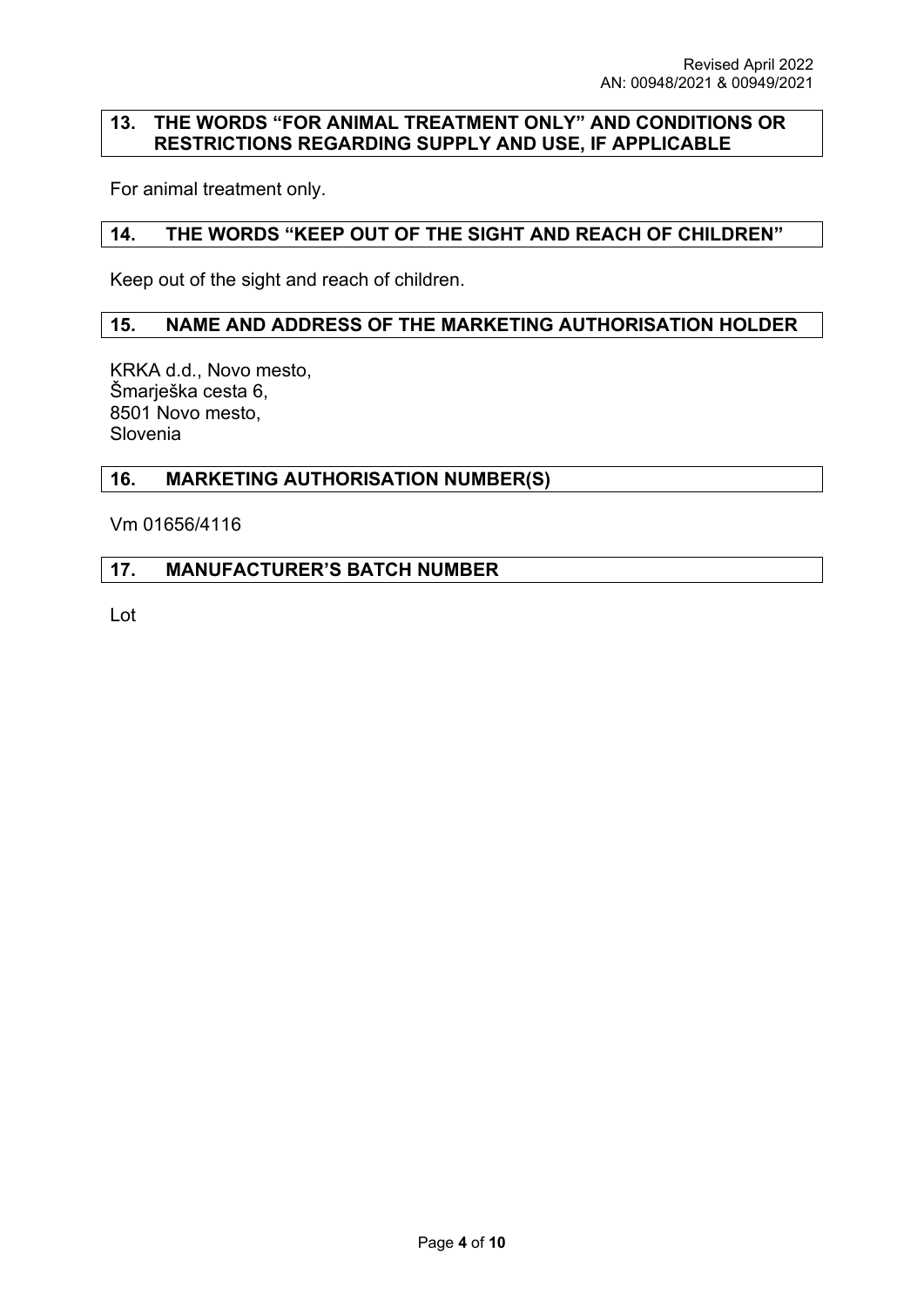## 13. THE WORDS “FOR ANIMAL TREATMENT ONLY” AND CONDITIONS OR RESTRICTIONS REGARDING SUPPLY AND USE, IF APPLICABLE

For animal treatment only.

## 14. THE WORDS “KEEP OUT OF THE SIGHT AND REACH OF CHILDREN”

Keep out of the sight and reach of children.

## 15. NAME AND ADDRESS OF THE MARKETING AUTHORISATION HOLDER

KRKA d.d., Novo mesto,
Šmarješka cesta 6,
8501 Novo mesto,
Slovenia

## 16. MARKETING AUTHORISATION NUMBER(S)

Vm 01656/4116

## 17. MANUFACTURER’S BATCH NUMBER

Lot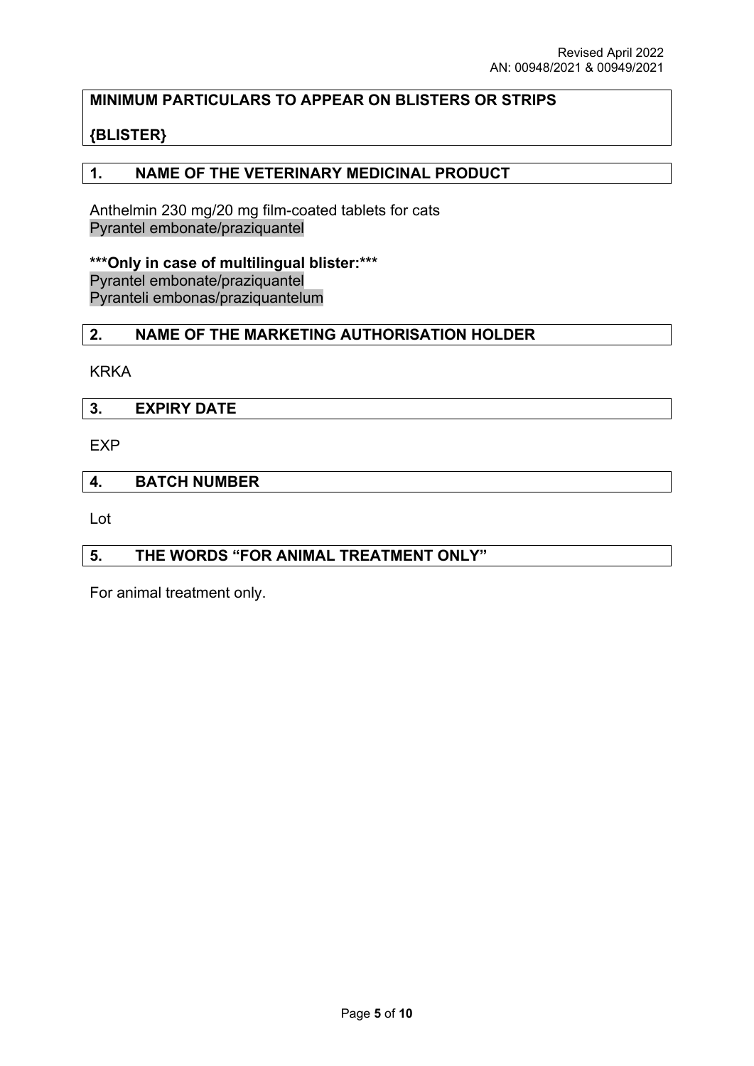## MINIMUM PARTICULARS TO APPEAR ON BLISTERS OR STRIPS

**{BLISTER}**

## 1. NAME OF THE VETERINARY MEDICINAL PRODUCT

Anthelmin 230 mg/20 mg film-coated tablets for cats
Pyrantel embonate/praziquantel

***Only in case of multilingual blister:***
Pyrantel embonate/praziquantel
Pyranteli embonas/praziquantelum

## 2. NAME OF THE MARKETING AUTHORISATION HOLDER

KRKA

## 3. EXPIRY DATE

EXP

## 4. BATCH NUMBER

Lot

## 5. THE WORDS "FOR ANIMAL TREATMENT ONLY"

For animal treatment only.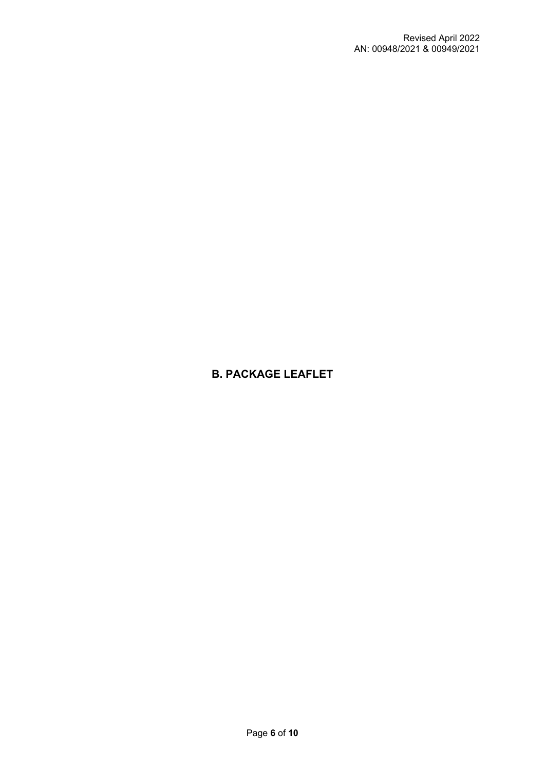# B. PACKAGE LEAFLET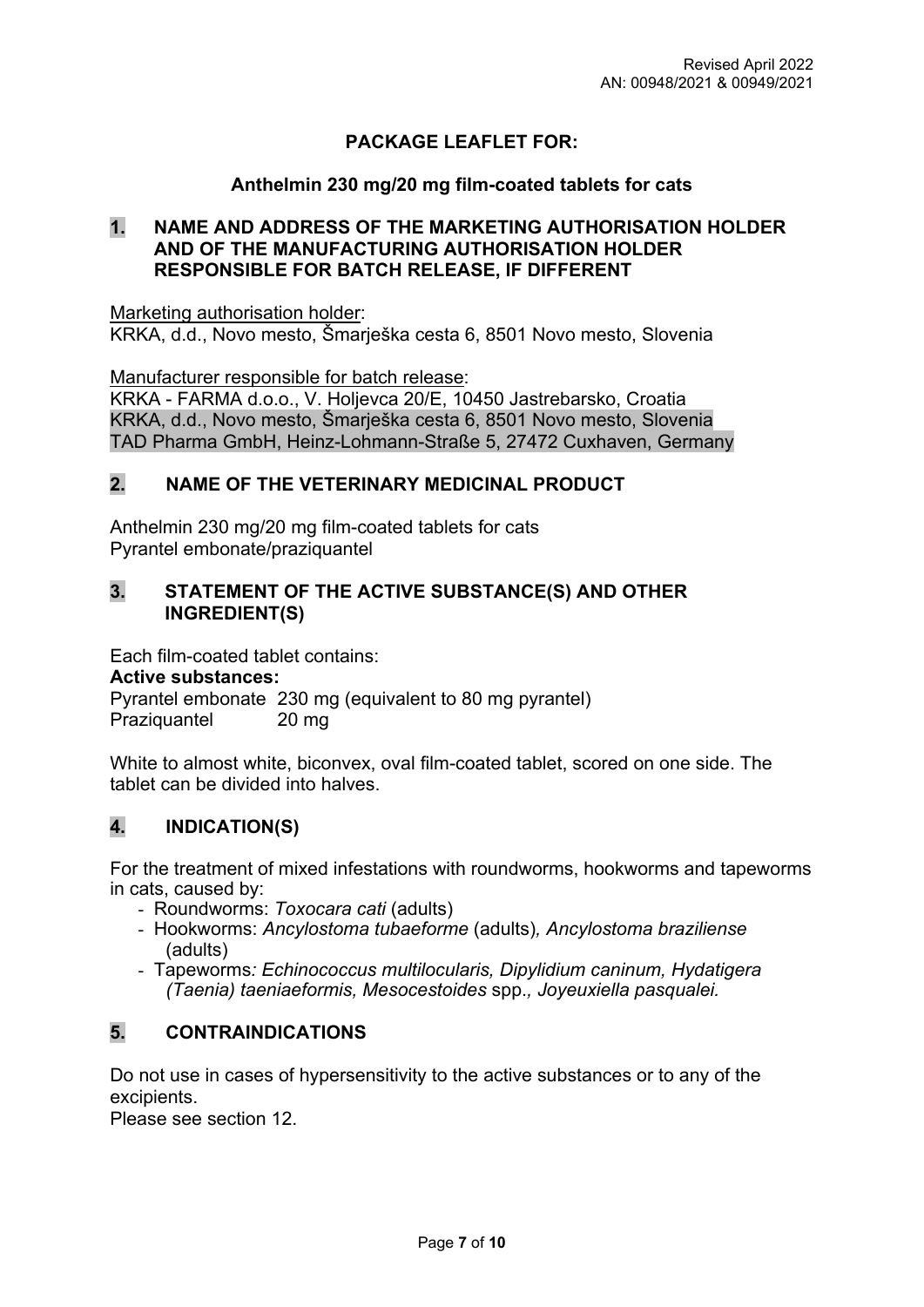Revised April 2022
AN: 00948/2021 & 00949/2021

# PACKAGE LEAFLET FOR:

## Anthelmin 230 mg/20 mg film-coated tablets for cats

## 1. NAME AND ADDRESS OF THE MARKETING AUTHORISATION HOLDER AND OF THE MANUFACTURING AUTHORISATION HOLDER RESPONSIBLE FOR BATCH RELEASE, IF DIFFERENT

Marketing authorisation holder:
KRKA, d.d., Novo mesto, Šmarješka cesta 6, 8501 Novo mesto, Slovenia

Manufacturer responsible for batch release:
KRKA - FARMA d.o.o., V. Holjevca 20/E, 10450 Jastrebarsko, Croatia
KRKA, d.d., Novo mesto, Šmarješka cesta 6, 8501 Novo mesto, Slovenia
TAD Pharma GmbH, Heinz-Lohmann-Straße 5, 27472 Cuxhaven, Germany

## 2. NAME OF THE VETERINARY MEDICINAL PRODUCT

Anthelmin 230 mg/20 mg film-coated tablets for cats
Pyrantel embonate/praziquantel

## 3. STATEMENT OF THE ACTIVE SUBSTANCE(S) AND OTHER INGREDIENT(S)

Each film-coated tablet contains:
**Active substances:**
Pyrantel embonate 230 mg (equivalent to 80 mg pyrantel)
Praziquantel 20 mg

White to almost white, biconvex, oval film-coated tablet, scored on one side. The tablet can be divided into halves.

## 4. INDICATION(S)

For the treatment of mixed infestations with roundworms, hookworms and tapeworms in cats, caused by:

- Roundworms: *Toxocara cati* (adults)
- Hookworms: *Ancylostoma tubaeforme* (adults), *Ancylostoma braziliense* (adults)
- Tapeworms: *Echinococcus multilocularis, Dipylidium caninum, Hydatigera (Taenia) taeniaeformis, Mesocestoides* spp., *Joyeuxiella pasqualei.*

## 5. CONTRAINDICATIONS

Do not use in cases of hypersensitivity to the active substances or to any of the excipients.
Please see section 12.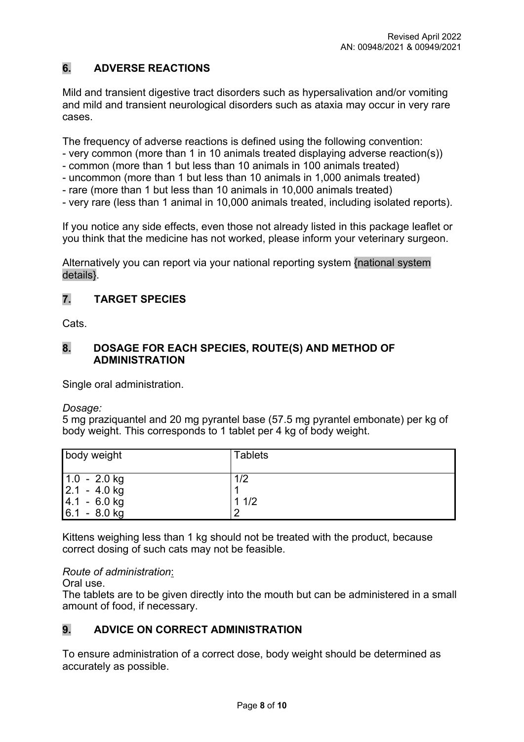## 6. ADVERSE REACTIONS

Mild and transient digestive tract disorders such as hypersalivation and/or vomiting and mild and transient neurological disorders such as ataxia may occur in very rare cases.

The frequency of adverse reactions is defined using the following convention:
- very common (more than 1 in 10 animals treated displaying adverse reaction(s))
- common (more than 1 but less than 10 animals in 100 animals treated)
- uncommon (more than 1 but less than 10 animals in 1,000 animals treated)
- rare (more than 1 but less than 10 animals in 10,000 animals treated)
- very rare (less than 1 animal in 10,000 animals treated, including isolated reports).

If you notice any side effects, even those not already listed in this package leaflet or you think that the medicine has not worked, please inform your veterinary surgeon.

Alternatively you can report via your national reporting system {national system details}.

## 7. TARGET SPECIES

Cats.

## 8. DOSAGE FOR EACH SPECIES, ROUTE(S) AND METHOD OF ADMINISTRATION

Single oral administration.

*Dosage:*
5 mg praziquantel and 20 mg pyrantel base (57.5 mg pyrantel embonate) per kg of body weight. This corresponds to 1 tablet per 4 kg of body weight.

| body weight | Tablets |
|---|---|
| 1.0 - 2.0 kg | 1/2 |
| 2.1 - 4.0 kg | 1 |
| 4.1 - 6.0 kg | 1 1/2 |
| 6.1 - 8.0 kg | 2 |

Kittens weighing less than 1 kg should not be treated with the product, because correct dosing of such cats may not be feasible.

*Route of administration*:
Oral use.
The tablets are to be given directly into the mouth but can be administered in a small amount of food, if necessary.

## 9. ADVICE ON CORRECT ADMINISTRATION

To ensure administration of a correct dose, body weight should be determined as accurately as possible.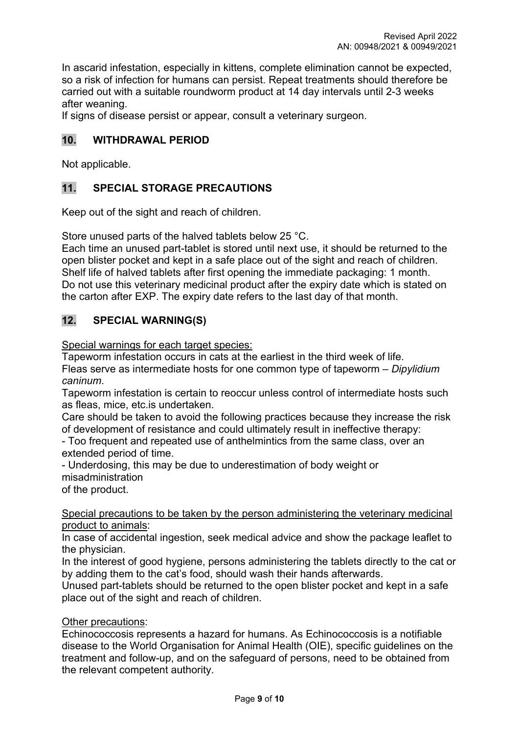In ascarid infestation, especially in kittens, complete elimination cannot be expected, so a risk of infection for humans can persist. Repeat treatments should therefore be carried out with a suitable roundworm product at 14 day intervals until 2-3 weeks after weaning.
If signs of disease persist or appear, consult a veterinary surgeon.

## 10. WITHDRAWAL PERIOD

Not applicable.

## 11. SPECIAL STORAGE PRECAUTIONS

Keep out of the sight and reach of children.

Store unused parts of the halved tablets below 25 °C.
Each time an unused part-tablet is stored until next use, it should be returned to the open blister pocket and kept in a safe place out of the sight and reach of children.
Shelf life of halved tablets after first opening the immediate packaging: 1 month.
Do not use this veterinary medicinal product after the expiry date which is stated on the carton after EXP. The expiry date refers to the last day of that month.

## 12. SPECIAL WARNING(S)

Special warnings for each target species:
Tapeworm infestation occurs in cats at the earliest in the third week of life.
Fleas serve as intermediate hosts for one common type of tapeworm – *Dipylidium caninum*.
Tapeworm infestation is certain to reoccur unless control of intermediate hosts such as fleas, mice, etc.is undertaken.
Care should be taken to avoid the following practices because they increase the risk of development of resistance and could ultimately result in ineffective therapy:
- Too frequent and repeated use of anthelmintics from the same class, over an extended period of time.
- Underdosing, this may be due to underestimation of body weight or misadministration of the product.

Special precautions to be taken by the person administering the veterinary medicinal product to animals:
In case of accidental ingestion, seek medical advice and show the package leaflet to the physician.
In the interest of good hygiene, persons administering the tablets directly to the cat or by adding them to the cat's food, should wash their hands afterwards.
Unused part-tablets should be returned to the open blister pocket and kept in a safe place out of the sight and reach of children.

Other precautions:
Echinococcosis represents a hazard for humans. As Echinococcosis is a notifiable disease to the World Organisation for Animal Health (OIE), specific guidelines on the treatment and follow-up, and on the safeguard of persons, need to be obtained from the relevant competent authority.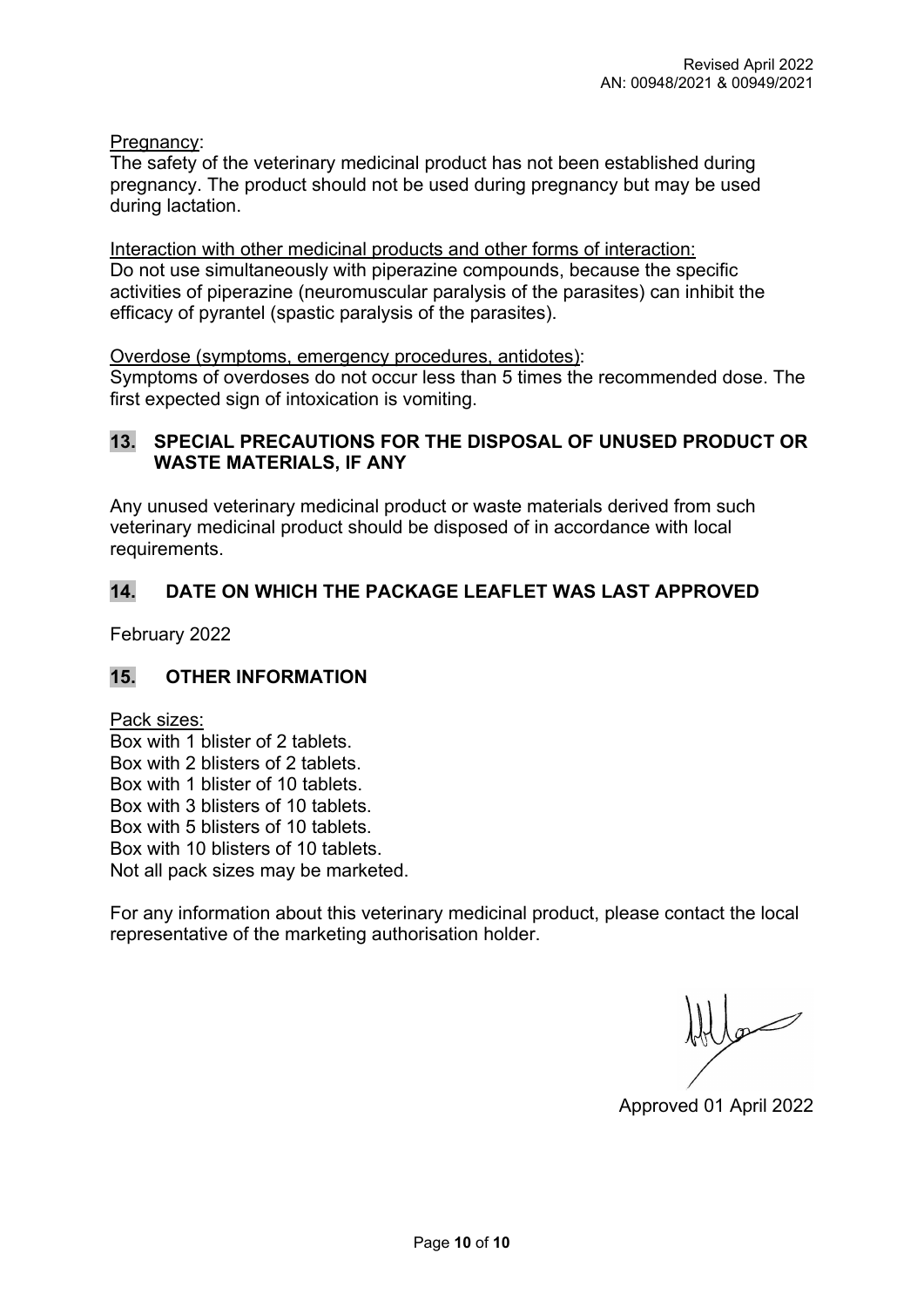Pregnancy:
The safety of the veterinary medicinal product has not been established during pregnancy. The product should not be used during pregnancy but may be used during lactation.

Interaction with other medicinal products and other forms of interaction:
Do not use simultaneously with piperazine compounds, because the specific activities of piperazine (neuromuscular paralysis of the parasites) can inhibit the efficacy of pyrantel (spastic paralysis of the parasites).

Overdose (symptoms, emergency procedures, antidotes):
Symptoms of overdoses do not occur less than 5 times the recommended dose. The first expected sign of intoxication is vomiting.

## 13. SPECIAL PRECAUTIONS FOR THE DISPOSAL OF UNUSED PRODUCT OR WASTE MATERIALS, IF ANY

Any unused veterinary medicinal product or waste materials derived from such veterinary medicinal product should be disposed of in accordance with local requirements.

## 14. DATE ON WHICH THE PACKAGE LEAFLET WAS LAST APPROVED

February 2022

## 15. OTHER INFORMATION

Pack sizes:
Box with 1 blister of 2 tablets.
Box with 2 blisters of 2 tablets.
Box with 1 blister of 10 tablets.
Box with 3 blisters of 10 tablets.
Box with 5 blisters of 10 tablets.
Box with 10 blisters of 10 tablets.
Not all pack sizes may be marketed.

For any information about this veterinary medicinal product, please contact the local representative of the marketing authorisation holder.

Approved 01 April 2022